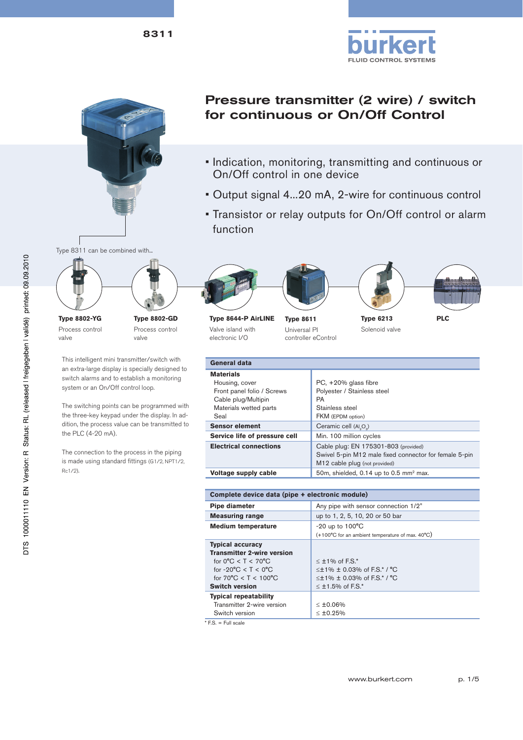8311

# Pressure transmitter (2 wire) / switch for continuous or On/Off Control

- Indication, monitoring, transmitting and continuous or On/Off control in one device
- Output signal 4...20 mA, 2-wire for continuous control
- Transistor or relay outputs for On/Off control or alarm function

Type 8311 can be combined with...

| Type 8802-YG | Type 8802-GD | Type 8644-P AirLINE | Type 8611 | Type 6213 | PLC |
|---|---|---|---|---|---|
| Process control valve | Process control valve | Valve island with electronic I/O | Universal PI controller eControl | Solenoid valve | |

This intelligent mini transmitter/switch with an extra-large display is specially designed to switch alarms and to establish a monitoring system or an On/Off control loop.

The switching points can be programmed with the three-key keypad under the display. In addition, the process value can be transmitted to the PLC (4-20 mA).

The connection to the process in the piping is made using standard fittings (G1/2, NPT1/2, Rc1/2).

| General data | |
|---|---|
| **Materials** | |
| Housing, cover | PC, +20% glass fibre |
| Front panel folio / Screws | Polyester / Stainless steel |
| Cable plug/Multipin | PA |
| Materials wetted parts | Stainless steel |
| Seal | FKM (EPDM option) |
| **Sensor element** | Ceramic cell ($Al_2O_3$) |
| **Service life of pressure cell** | Min. 100 million cycles |
| **Electrical connections** | Cable plug: EN 175301-803 (provided)<br>Swivel 5-pin M12 male fixed connector for female 5-pin M12 cable plug (not provided) |
| **Voltage supply cable** | 50m, shielded, 0.14 up to 0.5 mm² max. |

| Complete device data (pipe + electronic module) | |
|---|---|
| **Pipe diameter** | Any pipe with sensor connection 1/2" |
| **Measuring range** | up to 1, 2, 5, 10, 20 or 50 bar |
| **Medium temperature** | -20 up to 100°C<br>(+100°C for an ambient temperature of max. 40°C) |
| **Typical accuracy** | |
| **Transmitter 2-wire version** | |
| for 0°C < T < 70°C | ≤ ±1% of F.S.* |
| for -20°C < T < 0°C | ≤±1% ± 0.03% of F.S.* / °C |
| for 70°C < T < 100°C | ≤±1% ± 0.03% of F.S.* / °C |
| **Switch version** | ≤ ±1.5% of F.S.* |
| **Typical repeatability** | |
| Transmitter 2-wire version | ≤ ±0.06% |
| Switch version | ≤ ±0.25% |

\* F.S. = Full scale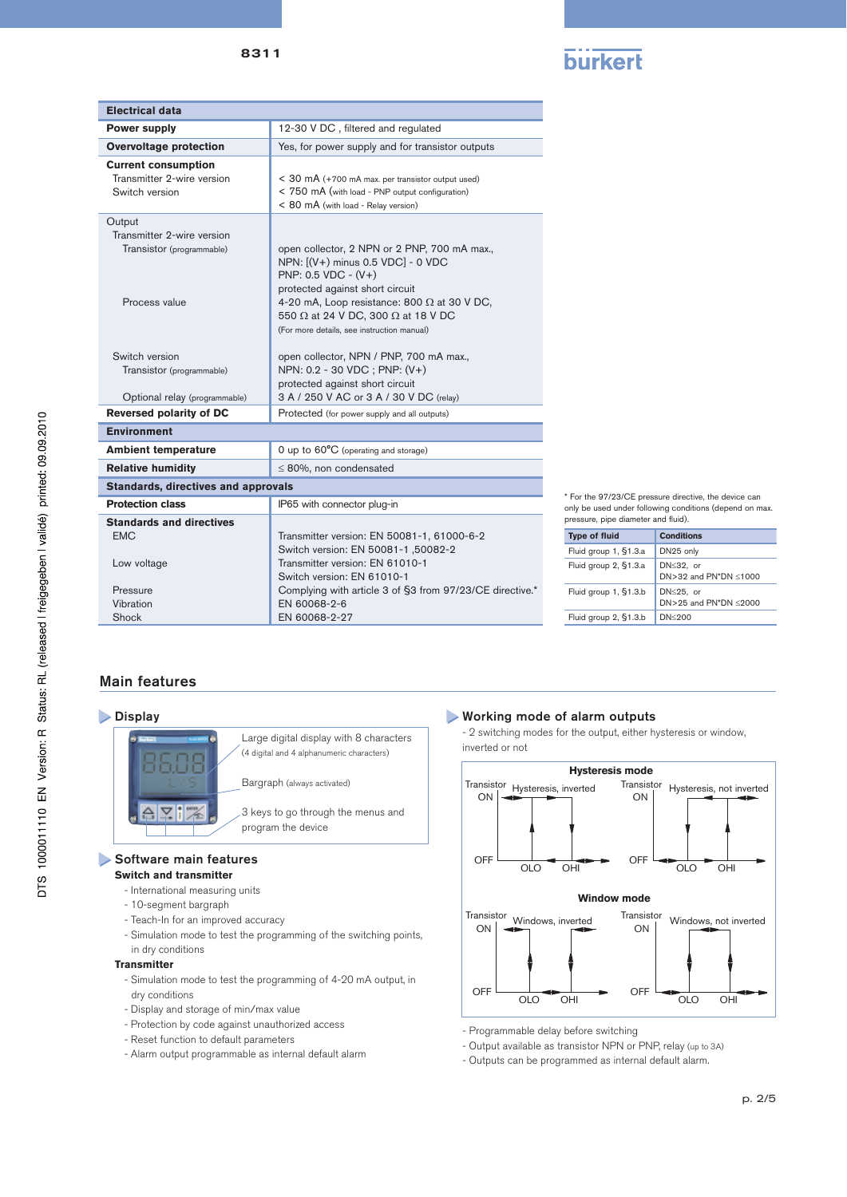| Electrical data | |
|---|---|
| **Power supply** | 12-30 V DC , filtered and regulated |
| **Overvoltage protection** | Yes, for power supply and for transistor outputs |
| **Current consumption**<br>Transmitter 2-wire version<br>Switch version | <br>< 30 mA (+700 mA max. per transistor output used)<br>< 750 mA (with load - PNP output configuration)<br>< 80 mA (with load - Relay version) |
| Output<br>Transmitter 2-wire version<br>Transistor (programmable)<br><br><br><br>Process value | <br><br>open collector, 2 NPN or 2 PNP, 700 mA max.,<br>NPN: [(V+) minus 0.5 VDC] - 0 VDC<br>PNP: 0.5 VDC - (V+)<br>protected against short circuit<br>4-20 mA, Loop resistance: 800 Ω at 30 V DC,<br>550 Ω at 24 V DC, 300 Ω at 18 V DC<br>(For more details, see instruction manual) |
| Switch version<br>Transistor (programmable)<br><br><br>Optional relay (programmable) | open collector, NPN / PNP, 700 mA max.,<br>NPN: 0.2 - 30 VDC ; PNP: (V+)<br>protected against short circuit<br>3 A / 250 V AC or 3 A / 30 V DC (relay) |
| **Reversed polarity of DC** | Protected (for power supply and all outputs) |
| **Environment** | |
| **Ambient temperature** | 0 up to 60°C (operating and storage) |
| **Relative humidity** | ≤ 80%, non condensated |
| **Standards, directives and approvals** | |
| **Protection class** | IP65 with connector plug-in |
| **Standards and directives**<br>EMC<br><br>Low voltage<br><br>Pressure<br>Vibration<br>Shock | <br>Transmitter version: EN 50081-1, 61000-6-2<br>Switch version: EN 50081-1 ,50082-2<br>Transmitter version: EN 61010-1<br>Switch version: EN 61010-1<br>Complying with article 3 of §3 from 97/23/CE directive.*<br>EN 60068-2-6<br>EN 60068-2-27 |

* For the 97/23/CE pressure directive, the device can only be used under following conditions (depend on max. pressure, pipe diameter and fluid).

| Type of fluid | Conditions |
|---|---|
| Fluid group 1, §1.3.a | DN25 only |
| Fluid group 2, §1.3.a | DN≤32, or<br>DN>32 and PN*DN ≤1000 |
| Fluid group 1, §1.3.b | DN≤25, or<br>DN>25 and PN*DN ≤2000 |
| Fluid group 2, §1.3.b | DN≤200 |

## Main features

### Display

- Large digital display with 8 characters (4 digital and 4 alphanumeric characters)
- Bargraph (always activated)
- 3 keys to go through the menus and program the device

### Software main features

**Switch and transmitter**

- International measuring units
- 10-segment bargraph
- Teach-In for an improved accuracy
- Simulation mode to test the programming of the switching points, in dry conditions

**Transmitter**

- Simulation mode to test the programming of 4-20 mA output, in dry conditions
- Display and storage of min/max value
- Protection by code against unauthorized access
- Reset function to default parameters
- Alarm output programmable as internal default alarm

### Working mode of alarm outputs

- 2 switching modes for the output, either hysteresis or window, inverted or not

**Hysteresis mode**

Transistor ON / OFF — Hysteresis, inverted — OLO, OHI
Transistor ON / OFF — Hysteresis, not inverted — OLO, OHI

**Window mode**

Transistor ON / OFF — Windows, inverted — OLO, OHI
Transistor ON / OFF — Windows, not inverted — OLO, OHI

- Programmable delay before switching
- Output available as transistor NPN or PNP, relay (up to 3A)
- Outputs can be programmed as internal default alarm.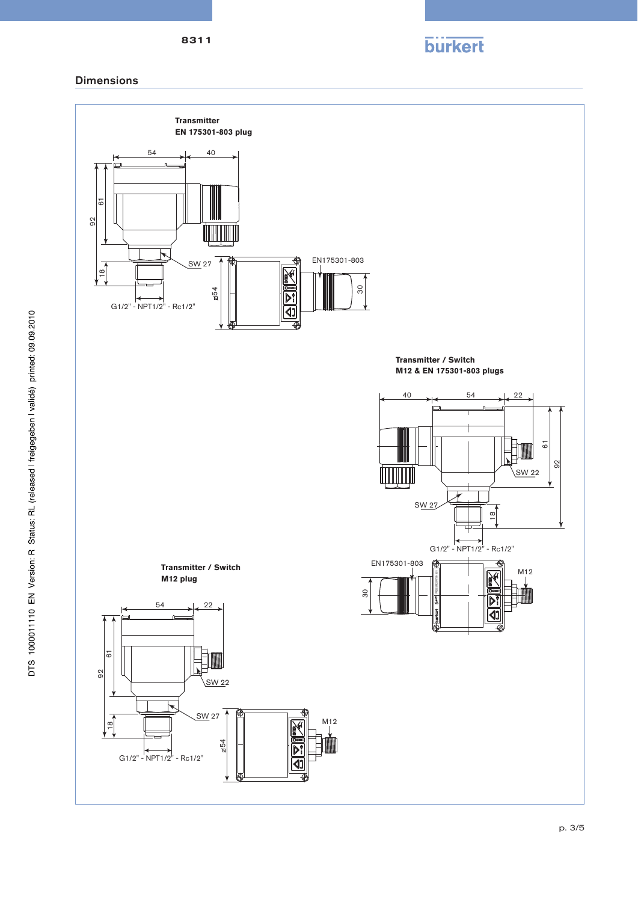## Dimensions

**Transmitter**
**EN 175301-803 plug**

54 40

92 61

SW 27

18

G1/2" - NPT1/2" - Rc1/2"

EN175301-803

ø54 30

**Transmitter / Switch**
**M12 & EN 175301-803 plugs**

40 54 22

61 92

SW 22

SW 27

18

G1/2" - NPT1/2" - Rc1/2"

EN175301-803

30

M12

**Transmitter / Switch**
**M12 plug**

54 22

92 61

SW 22

SW 27

18

G1/2" - NPT1/2" - Rc1/2"

ø54

M12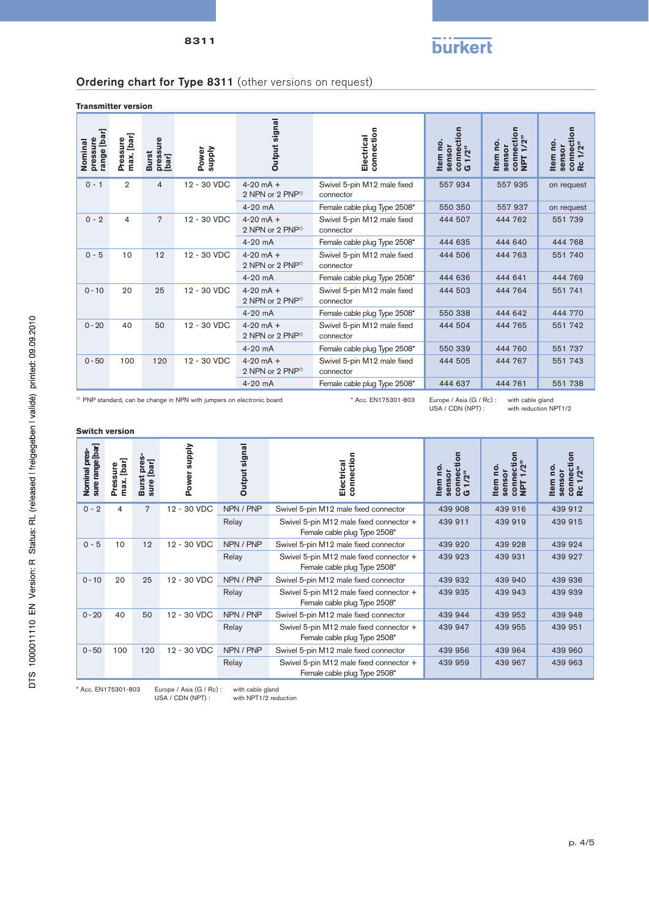## Ordering chart for Type 8311 (other versions on request)

### Transmitter version

| Nominal pressure range [bar] | Pressure max. [bar] | Burst pressure [bar] | Power supply | Output signal | Electrical connection | Item no. sensor connection G 1/2" | Item no. sensor connection NPT 1/2" | Item no. sensor connection Rc 1/2" |
|---|---|---|---|---|---|---|---|---|
| 0 - 1 | 2 | 4 | 12 - 30 VDC | 4-20 mA + 2 NPN or 2 PNP[1] | Swivel 5-pin M12 male fixed connector | 557 934 | 557 935 | on request |
| | | | | 4-20 mA | Female cable plug Type 2508* | 550 350 | 557 937 | on request |
| 0 - 2 | 4 | 7 | 12 - 30 VDC | 4-20 mA + 2 NPN or 2 PNP[1] | Swivel 5-pin M12 male fixed connector | 444 507 | 444 762 | 551 739 |
| | | | | 4-20 mA | Female cable plug Type 2508* | 444 635 | 444 640 | 444 768 |
| 0 - 5 | 10 | 12 | 12 - 30 VDC | 4-20 mA + 2 NPN or 2 PNP[1] | Swivel 5-pin M12 male fixed connector | 444 506 | 444 763 | 551 740 |
| | | | | 4-20 mA | Female cable plug Type 2508* | 444 636 | 444 641 | 444 769 |
| 0 - 10 | 20 | 25 | 12 - 30 VDC | 4-20 mA + 2 NPN or 2 PNP[1] | Swivel 5-pin M12 male fixed connector | 444 503 | 444 764 | 551 741 |
| | | | | 4-20 mA | Female cable plug Type 2508* | 550 338 | 444 642 | 444 770 |
| 0 - 20 | 40 | 50 | 12 - 30 VDC | 4-20 mA + 2 NPN or 2 PNP[1] | Swivel 5-pin M12 male fixed connector | 444 504 | 444 765 | 551 742 |
| | | | | 4-20 mA | Female cable plug Type 2508* | 550 339 | 444 760 | 551 737 |
| 0 - 50 | 100 | 120 | 12 - 30 VDC | 4-20 mA + 2 NPN or 2 PNP[1] | Swivel 5-pin M12 male fixed connector | 444 505 | 444 767 | 551 743 |
| | | | | 4-20 mA | Female cable plug Type 2508* | 444 637 | 444 761 | 551 738 |

[1] PNP standard, can be change in NPN with jumpers on electronic board

\* Acc. EN175301-803 — Europe / Asia (G / Rc): with cable gland; USA / CDN (NPT): with reduction NPT1/2

### Switch version

| Nominal pressure range [bar] | Pressure max. [bar] | Burst pressure [bar] | Power supply | Output signal | Electrical connection | Item no. sensor connection G 1/2" | Item no. sensor connection NPT 1/2" | Item no. sensor connection Rc 1/2" |
|---|---|---|---|---|---|---|---|---|
| 0 - 2 | 4 | 7 | 12 - 30 VDC | NPN / PNP | Swivel 5-pin M12 male fixed connector | 439 908 | 439 916 | 439 912 |
| | | | | Relay | Swivel 5-pin M12 male fixed connector + Female cable plug Type 2508* | 439 911 | 439 919 | 439 915 |
| 0 - 5 | 10 | 12 | 12 - 30 VDC | NPN / PNP | Swivel 5-pin M12 male fixed connector | 439 920 | 439 928 | 439 924 |
| | | | | Relay | Swivel 5-pin M12 male fixed connector + Female cable plug Type 2508* | 439 923 | 439 931 | 439 927 |
| 0 - 10 | 20 | 25 | 12 - 30 VDC | NPN / PNP | Swivel 5-pin M12 male fixed connector | 439 932 | 439 940 | 439 936 |
| | | | | Relay | Swivel 5-pin M12 male fixed connector + Female cable plug Type 2508* | 439 935 | 439 943 | 439 939 |
| 0 - 20 | 40 | 50 | 12 - 30 VDC | NPN / PNP | Swivel 5-pin M12 male fixed connector | 439 944 | 439 952 | 439 948 |
| | | | | Relay | Swivel 5-pin M12 male fixed connector + Female cable plug Type 2508* | 439 947 | 439 955 | 439 951 |
| 0 - 50 | 100 | 120 | 12 - 30 VDC | NPN / PNP | Swivel 5-pin M12 male fixed connector | 439 956 | 439 964 | 439 960 |
| | | | | Relay | Swivel 5-pin M12 male fixed connector + Female cable plug Type 2508* | 439 959 | 439 967 | 439 963 |

\* Acc. EN175301-803 — Europe / Asia (G / Rc): with cable gland; USA / CDN (NPT): with NPT1/2 reduction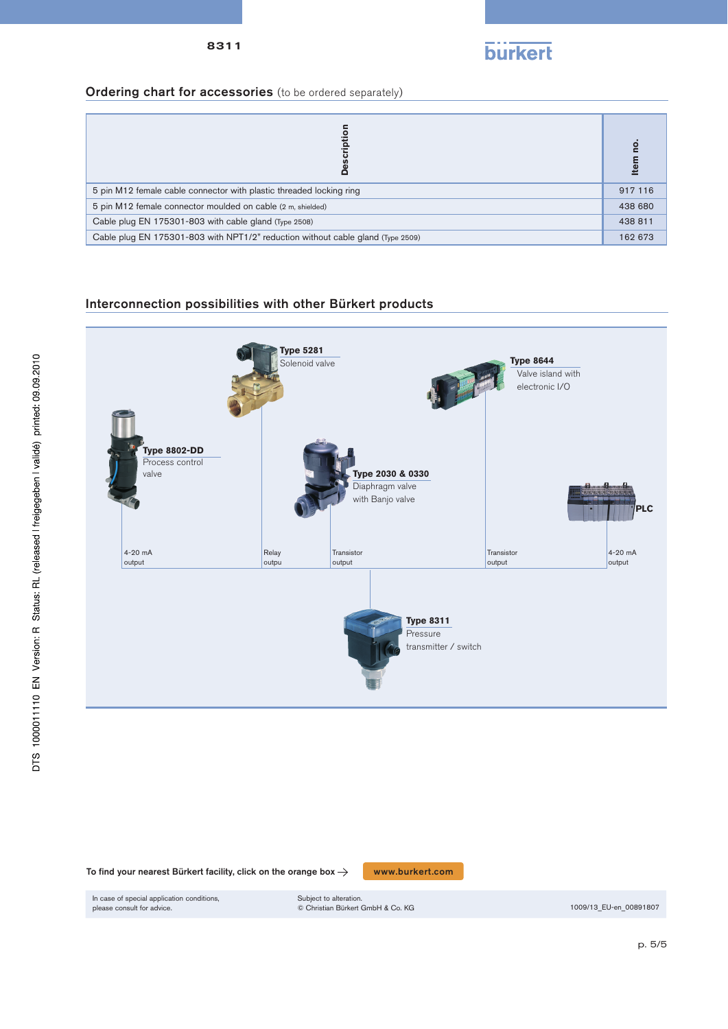## Ordering chart for accessories (to be ordered separately)

| Description | Item no. |
|---|---|
| 5 pin M12 female cable connector with plastic threaded locking ring | 917 116 |
| 5 pin M12 female connector moulded on cable (2 m, shielded) | 438 680 |
| Cable plug EN 175301-803 with cable gland (Type 2508) | 438 811 |
| Cable plug EN 175301-803 with NPT1/2" reduction without cable gland (Type 2509) | 162 673 |

## Interconnection possibilities with other Bürkert products

**Type 5281**
Solenoid valve

**Type 8644**
Valve island with electronic I/O

**Type 8802-DD**
Process control valve

**Type 2030 & 0330**
Diaphragm valve with Banjo valve

**PLC**

4-20 mA output

Relay outpu

Transistor output

Transistor output

4-20 mA output

**Type 8311**
Pressure transmitter / switch

To find your nearest Bürkert facility, click on the orange box → www.burkert.com

In case of special application conditions, please consult for advice.

Subject to alteration.
© Christian Bürkert GmbH & Co. KG

1009/13_EU-en_00891807